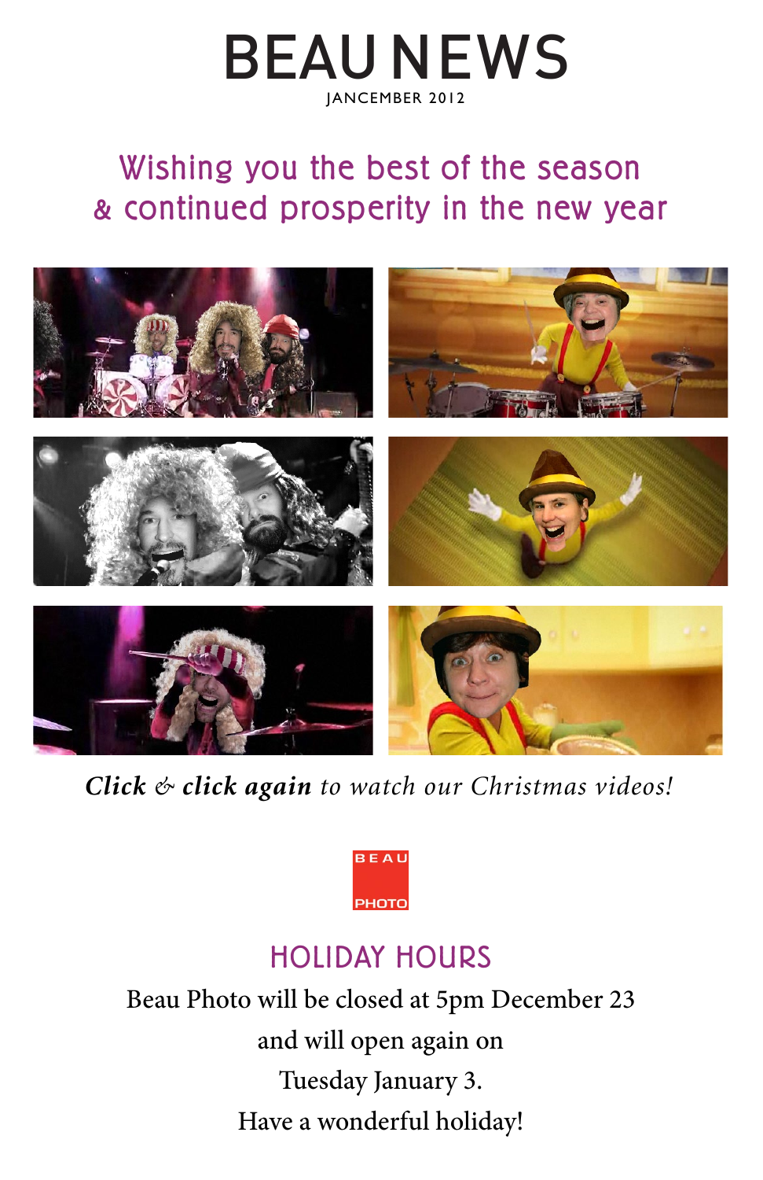# BEAU NEWS

JANCEMBER 2012

## Wishing you the best of the season & continued prosperity in the new year

***Click** & **click again** to watch our Christmas videos!*

BEAU PHOTO

## HOLIDAY HOURS

Beau Photo will be closed at 5pm December 23

and will open again on

Tuesday January 3.

Have a wonderful holiday!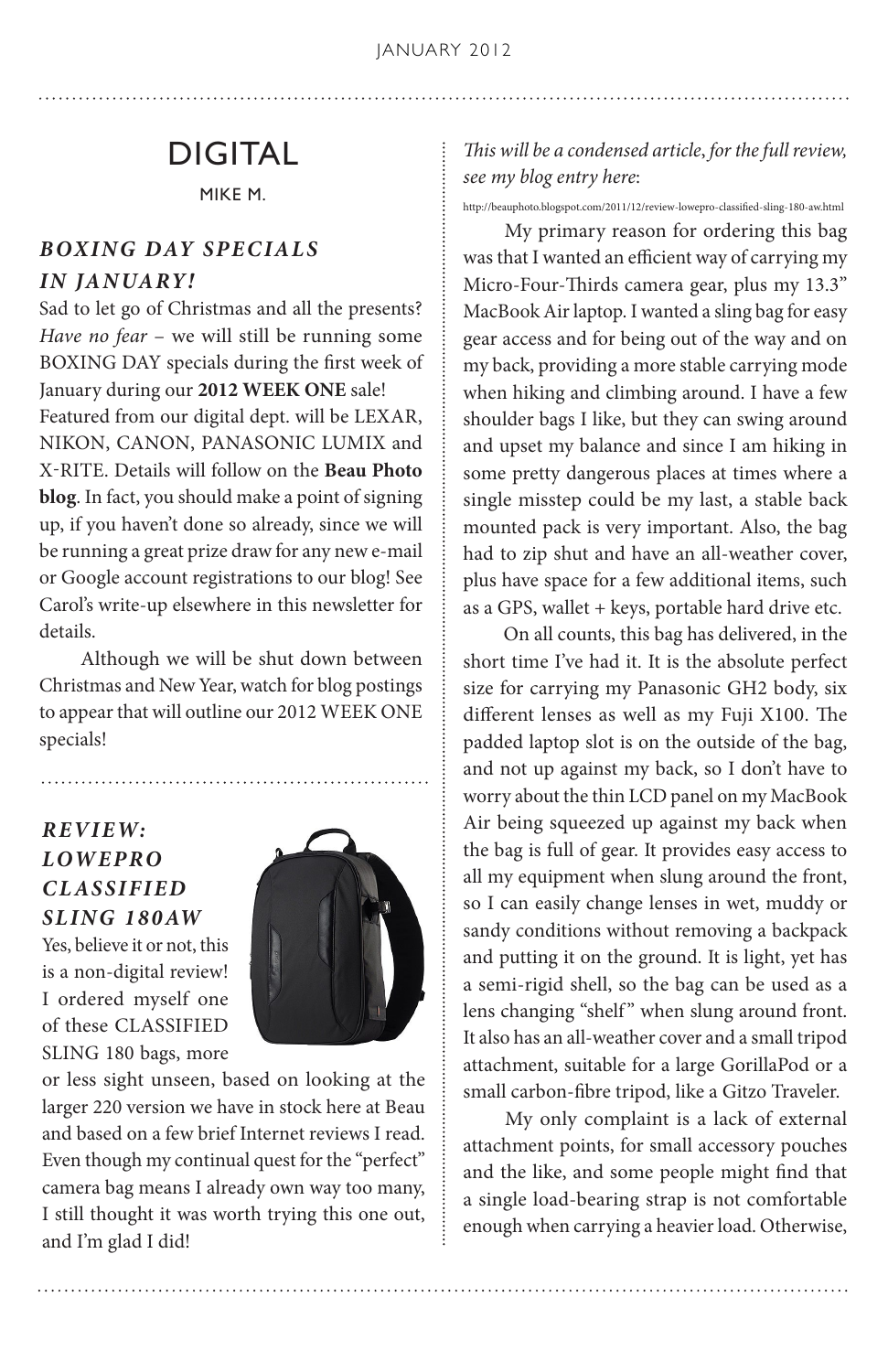# DIGITAL

MIKE M.

## *BOXING DAY SPECIALS IN JANUARY!*

Sad to let go of Christmas and all the presents? *Have no fear* – we will still be running some BOXING DAY specials during the first week of January during our **2012 WEEK ONE** sale! Featured from our digital dept. will be LEXAR, NIKON, CANON, PANASONIC LUMIX and X-RITE. Details will follow on the **Beau Photo blog**. In fact, you should make a point of signing up, if you haven't done so already, since we will be running a great prize draw for any new e-mail or Google account registrations to our blog! See Carol's write-up elsewhere in this newsletter for details.

Although we will be shut down between Christmas and New Year, watch for blog postings to appear that will outline our 2012 WEEK ONE specials!

## *REVIEW: LOWEPRO CLASSIFIED SLING 180AW*

Yes, believe it or not, this is a non-digital review! I ordered myself one of these CLASSIFIED SLING 180 bags, more or less sight unseen, based on looking at the larger 220 version we have in stock here at Beau and based on a few brief Internet reviews I read. Even though my continual quest for the "perfect" camera bag means I already own way too many, I still thought it was worth trying this one out, and I'm glad I did!

*This will be a condensed article, for the full review, see my blog entry here*:

http://beauphoto.blogspot.com/2011/12/review-lowepro-classified-sling-180-aw.html

My primary reason for ordering this bag was that I wanted an efficient way of carrying my Micro-Four-Thirds camera gear, plus my 13.3" MacBook Air laptop. I wanted a sling bag for easy gear access and for being out of the way and on my back, providing a more stable carrying mode when hiking and climbing around. I have a few shoulder bags I like, but they can swing around and upset my balance and since I am hiking in some pretty dangerous places at times where a single misstep could be my last, a stable back mounted pack is very important. Also, the bag had to zip shut and have an all-weather cover, plus have space for a few additional items, such as a GPS, wallet + keys, portable hard drive etc.

On all counts, this bag has delivered, in the short time I've had it. It is the absolute perfect size for carrying my Panasonic GH2 body, six different lenses as well as my Fuji X100. The padded laptop slot is on the outside of the bag, and not up against my back, so I don't have to worry about the thin LCD panel on my MacBook Air being squeezed up against my back when the bag is full of gear. It provides easy access to all my equipment when slung around the front, so I can easily change lenses in wet, muddy or sandy conditions without removing a backpack and putting it on the ground. It is light, yet has a semi-rigid shell, so the bag can be used as a lens changing "shelf" when slung around front. It also has an all-weather cover and a small tripod attachment, suitable for a large GorillaPod or a small carbon-fibre tripod, like a Gitzo Traveler.

My only complaint is a lack of external attachment points, for small accessory pouches and the like, and some people might find that a single load-bearing strap is not comfortable enough when carrying a heavier load. Otherwise,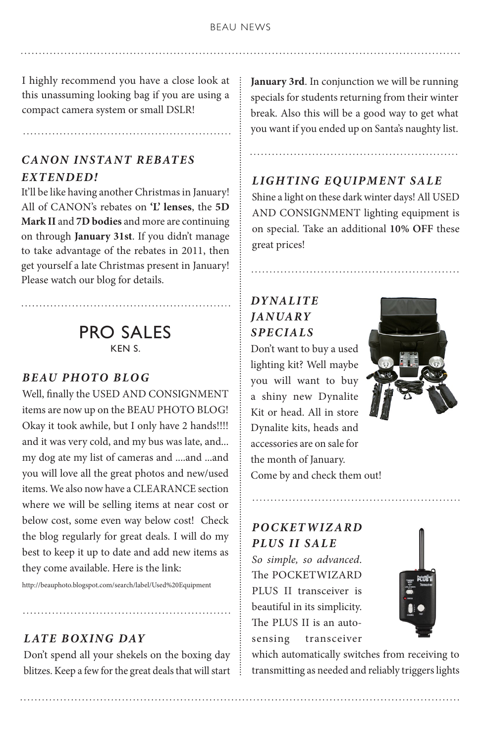I highly recommend you have a close look at this unassuming looking bag if you are using a compact camera system or small DSLR!

### *CANON INSTANT REBATES EXTENDED!*

It'll be like having another Christmas in January! All of CANON's rebates on **'L' lenses**, the **5D Mark II** and **7D bodies** and more are continuing on through **January 31st**. If you didn't manage to take advantage of the rebates in 2011, then get yourself a late Christmas present in January! Please watch our blog for details.

## PRO SALES

KEN S.

### *BEAU PHOTO BLOG*

Well, finally the USED AND CONSIGNMENT items are now up on the BEAU PHOTO BLOG! Okay it took awhile, but I only have 2 hands!!!! and it was very cold, and my bus was late, and... my dog ate my list of cameras and ....and ...and you will love all the great photos and new/used items. We also now have a CLEARANCE section where we will be selling items at near cost or below cost, some even way below cost! Check the blog regularly for great deals. I will do my best to keep it up to date and add new items as they come available. Here is the link:

http://beauphoto.blogspot.com/search/label/Used%20Equipment

### *LATE BOXING DAY*

Don't spend all your shekels on the boxing day blitzes. Keep a few for the great deals that will start **January 3rd**. In conjunction we will be running specials for students returning from their winter break. Also this will be a good way to get what you want if you ended up on Santa's naughty list.

### *LIGHTING EQUIPMENT SALE*

Shine a light on these dark winter days! All USED AND CONSIGNMENT lighting equipment is on special. Take an additional **10% OFF** these great prices!

### *DYNALITE JANUARY SPECIALS*

Don't want to buy a used lighting kit? Well maybe you will want to buy a shiny new Dynalite Kit or head. All in store Dynalite kits, heads and accessories are on sale for the month of January. Come by and check them out!

### *POCKETWIZARD PLUS II SALE*

*So simple, so advanced*. The POCKETWIZARD PLUS II transceiver is beautiful in its simplicity. The PLUS II is an auto-sensing transceiver which automatically switches from receiving to transmitting as needed and reliably triggers lights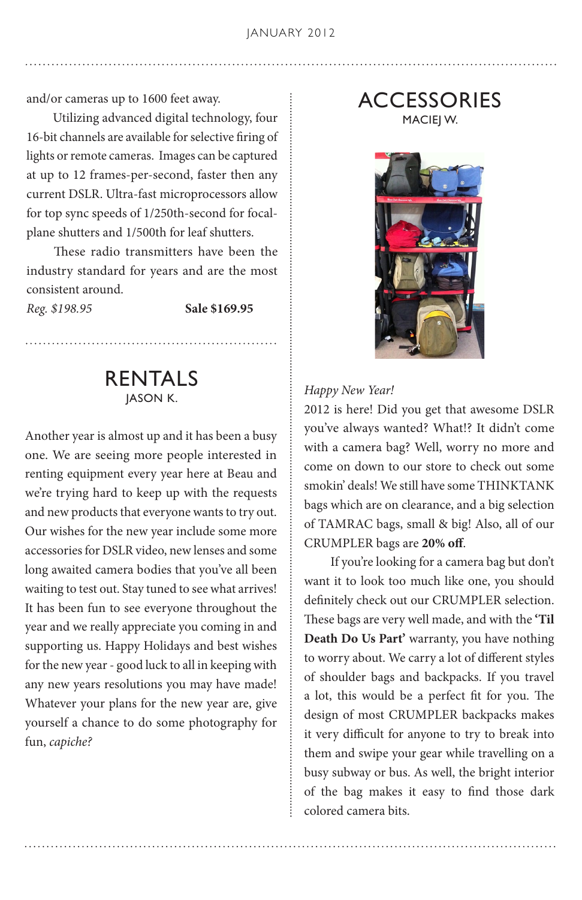and/or cameras up to 1600 feet away.

Utilizing advanced digital technology, four 16-bit channels are available for selective firing of lights or remote cameras. Images can be captured at up to 12 frames-per-second, faster then any current DSLR. Ultra-fast microprocessors allow for top sync speeds of 1/250th-second for focal-plane shutters and 1/500th for leaf shutters.

These radio transmitters have been the industry standard for years and are the most consistent around.

*Reg. $198.95* **Sale $169.95**

## RENTALS

JASON K.

Another year is almost up and it has been a busy one. We are seeing more people interested in renting equipment every year here at Beau and we're trying hard to keep up with the requests and new products that everyone wants to try out. Our wishes for the new year include some more accessories for DSLR video, new lenses and some long awaited camera bodies that you've all been waiting to test out. Stay tuned to see what arrives! It has been fun to see everyone throughout the year and we really appreciate you coming in and supporting us. Happy Holidays and best wishes for the new year - good luck to all in keeping with any new years resolutions you may have made! Whatever your plans for the new year are, give yourself a chance to do some photography for fun, *capiche?*

## ACCESSORIES

MACIEJ W.

*Happy New Year!*

2012 is here! Did you get that awesome DSLR you've always wanted? What!? It didn't come with a camera bag? Well, worry no more and come on down to our store to check out some smokin' deals! We still have some THINKTANK bags which are on clearance, and a big selection of TAMRAC bags, small & big! Also, all of our CRUMPLER bags are **20% off**.

If you're looking for a camera bag but don't want it to look too much like one, you should definitely check out our CRUMPLER selection. These bags are very well made, and with the **'Til Death Do Us Part'** warranty, you have nothing to worry about. We carry a lot of different styles of shoulder bags and backpacks. If you travel a lot, this would be a perfect fit for you. The design of most CRUMPLER backpacks makes it very difficult for anyone to try to break into them and swipe your gear while travelling on a busy subway or bus. As well, the bright interior of the bag makes it easy to find those dark colored camera bits.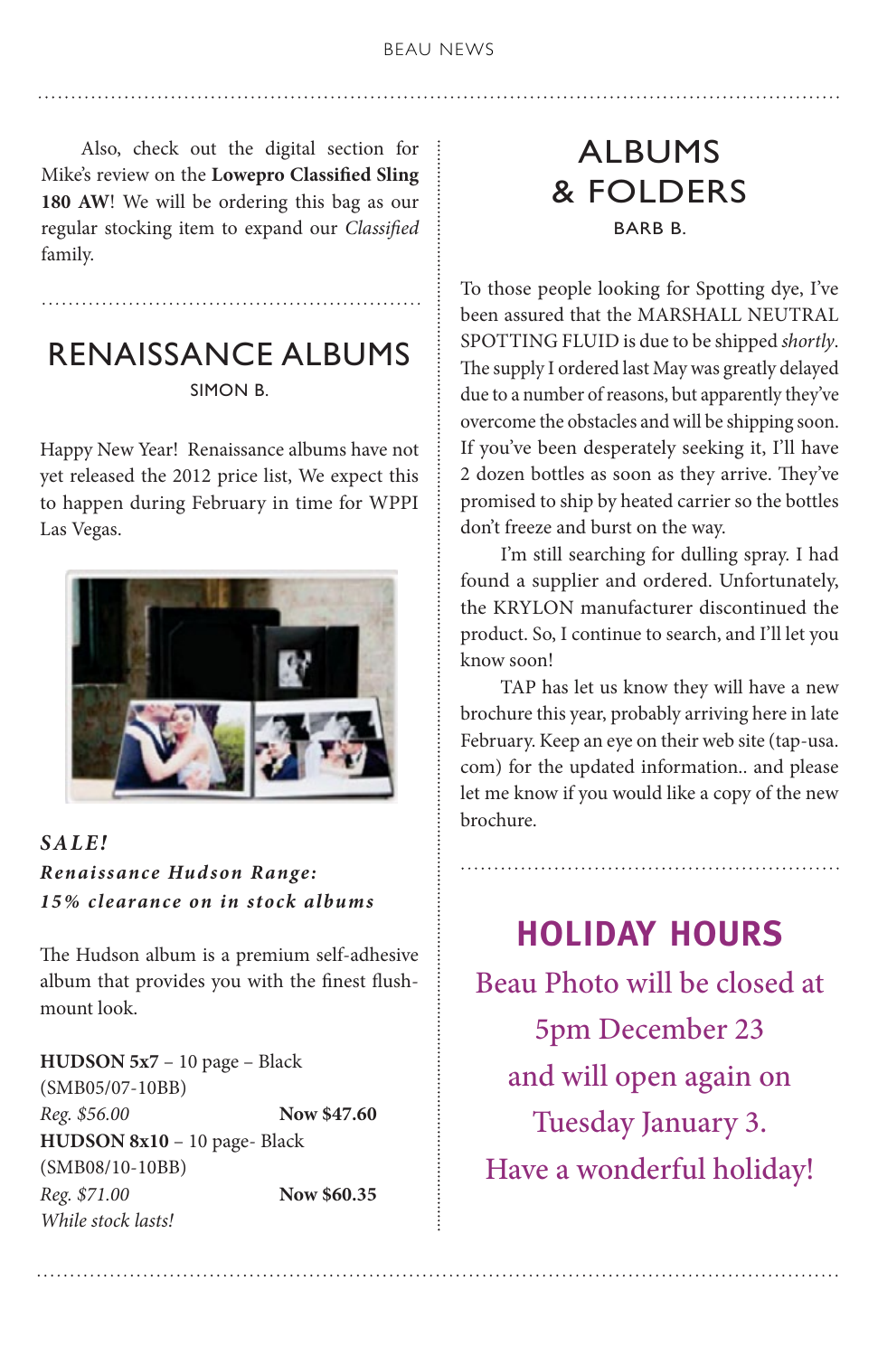Also, check out the digital section for Mike's review on the **Lowepro Classified Sling 180 AW**! We will be ordering this bag as our regular stocking item to expand our *Classified* family.

## RENAISSANCE ALBUMS

SIMON B.

Happy New Year! Renaissance albums have not yet released the 2012 price list, We expect this to happen during February in time for WPPI Las Vegas.

***SALE!***
***Renaissance Hudson Range:***
***15% clearance on in stock albums***

The Hudson album is a premium self-adhesive album that provides you with the finest flush-mount look.

**HUDSON 5x7** – 10 page – Black (SMB05/07-10BB)
*Reg. $56.00* **Now $47.60**
**HUDSON 8x10** – 10 page- Black (SMB08/10-10BB)
*Reg. $71.00* **Now $60.35**
*While stock lasts!*

## ALBUMS & FOLDERS

BARB B.

To those people looking for Spotting dye, I've been assured that the MARSHALL NEUTRAL SPOTTING FLUID is due to be shipped *shortly*. The supply I ordered last May was greatly delayed due to a number of reasons, but apparently they've overcome the obstacles and will be shipping soon. If you've been desperately seeking it, I'll have 2 dozen bottles as soon as they arrive. They've promised to ship by heated carrier so the bottles don't freeze and burst on the way.

I'm still searching for dulling spray. I had found a supplier and ordered. Unfortunately, the KRYLON manufacturer discontinued the product. So, I continue to search, and I'll let you know soon!

TAP has let us know they will have a new brochure this year, probably arriving here in late February. Keep an eye on their web site (tap-usa.com) for the updated information.. and please let me know if you would like a copy of the new brochure.

## HOLIDAY HOURS

Beau Photo will be closed at 5pm December 23 and will open again on Tuesday January 3.
Have a wonderful holiday!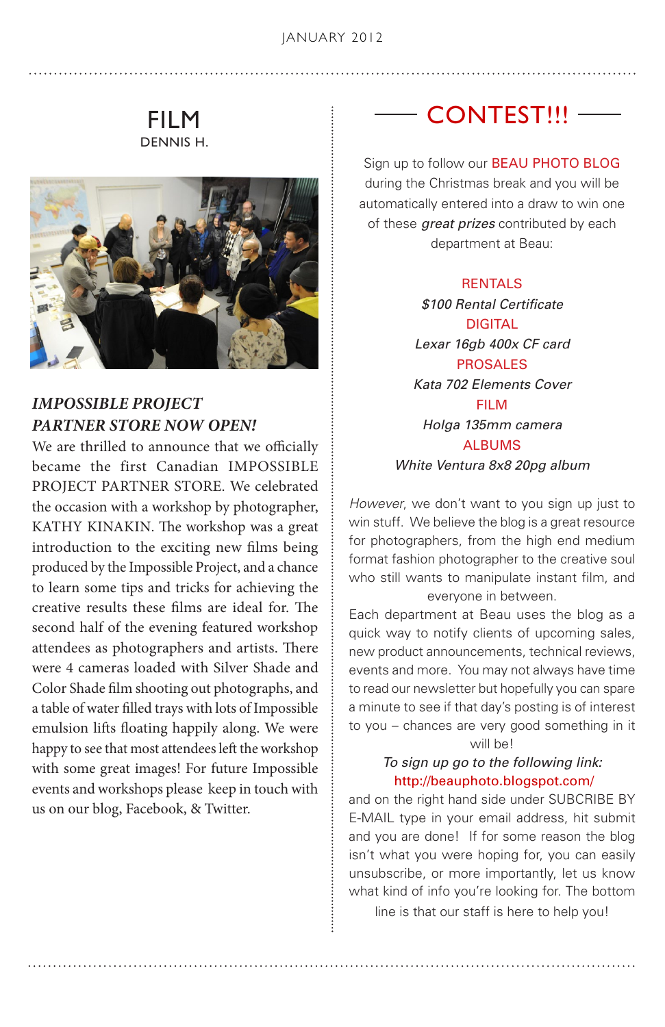## FILM

DENNIS H.

***IMPOSSIBLE PROJECT PARTNER STORE NOW OPEN!***

We are thrilled to announce that we officially became the first Canadian IMPOSSIBLE PROJECT PARTNER STORE. We celebrated the occasion with a workshop by photographer, KATHY KINAKIN. The workshop was a great introduction to the exciting new films being produced by the Impossible Project, and a chance to learn some tips and tricks for achieving the creative results these films are ideal for. The second half of the evening featured workshop attendees as photographers and artists. There were 4 cameras loaded with Silver Shade and Color Shade film shooting out photographs, and a table of water filled trays with lots of Impossible emulsion lifts floating happily along. We were happy to see that most attendees left the workshop with some great images! For future Impossible events and workshops please keep in touch with us on our blog, Facebook, & Twitter.

## CONTEST!!!

Sign up to follow our BEAU PHOTO BLOG during the Christmas break and you will be automatically entered into a draw to win one of these ***great prizes*** contributed by each department at Beau:

RENTALS
*$100 Rental Certificate*
DIGITAL
*Lexar 16gb 400x CF card*
PROSALES
*Kata 702 Elements Cover*
FILM
*Holga 135mm camera*
ALBUMS
*White Ventura 8x8 20pg album*

*However*, we don't want to you sign up just to win stuff. We believe the blog is a great resource for photographers, from the high end medium format fashion photographer to the creative soul who still wants to manipulate instant film, and everyone in between.

Each department at Beau uses the blog as a quick way to notify clients of upcoming sales, new product announcements, technical reviews, events and more. You may not always have time to read our newsletter but hopefully you can spare a minute to see if that day's posting is of interest to you – chances are very good something in it will be!

*To sign up go to the following link:*
http://beauphoto.blogspot.com/
and on the right hand side under SUBCRIBE BY E-MAIL type in your email address, hit submit and you are done! If for some reason the blog isn't what you were hoping for, you can easily unsubscribe, or more importantly, let us know what kind of info you're looking for. The bottom line is that our staff is here to help you!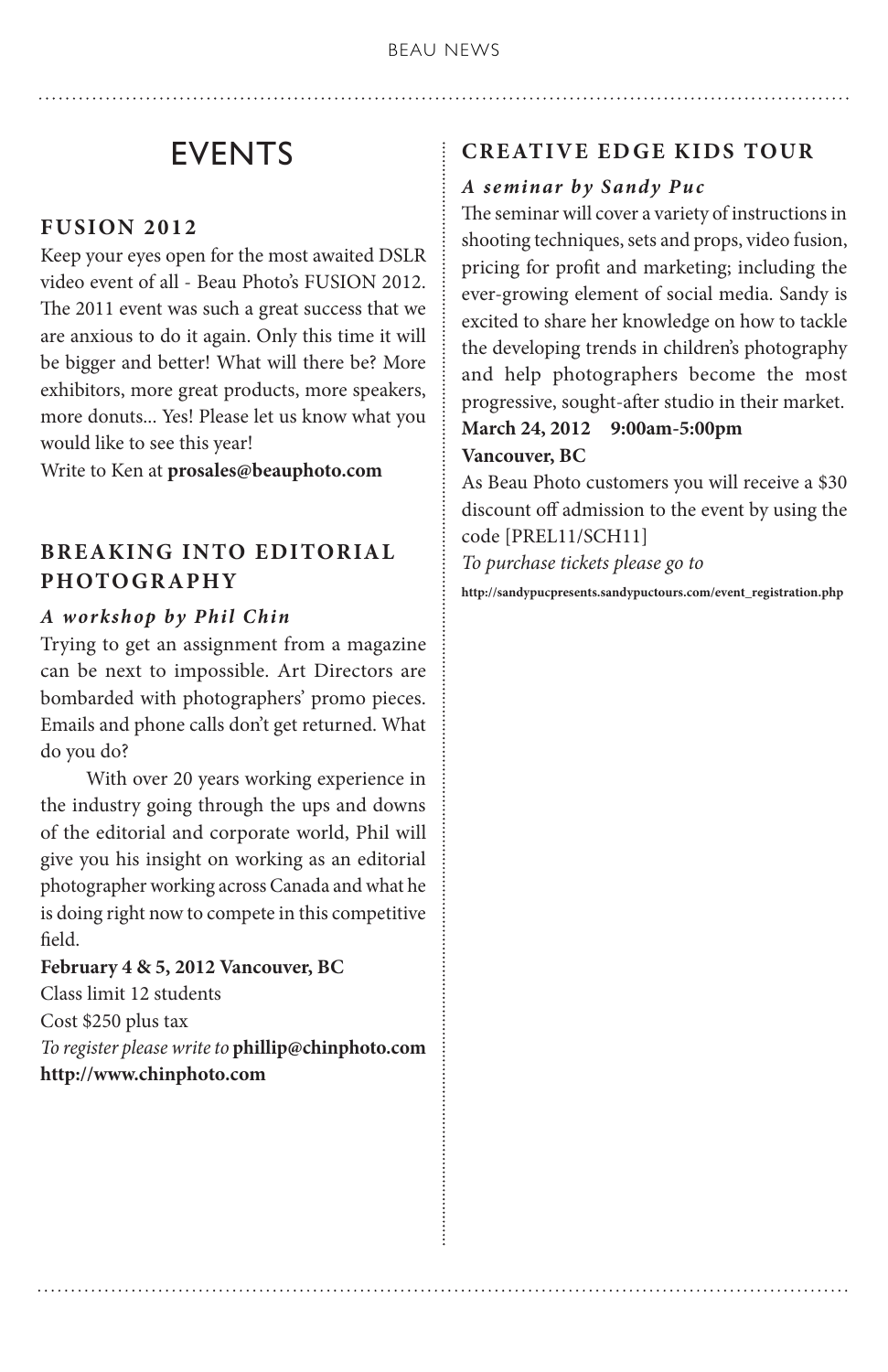# EVENTS

## FUSION 2012

Keep your eyes open for the most awaited DSLR video event of all - Beau Photo's FUSION 2012. The 2011 event was such a great success that we are anxious to do it again. Only this time it will be bigger and better! What will there be? More exhibitors, more great products, more speakers, more donuts... Yes! Please let us know what you would like to see this year!

Write to Ken at **prosales@beauphoto.com**

## BREAKING INTO EDITORIAL PHOTOGRAPHY

### *A workshop by Phil Chin*

Trying to get an assignment from a magazine can be next to impossible. Art Directors are bombarded with photographers' promo pieces. Emails and phone calls don't get returned. What do you do?

With over 20 years working experience in the industry going through the ups and downs of the editorial and corporate world, Phil will give you his insight on working as an editorial photographer working across Canada and what he is doing right now to compete in this competitive field.

**February 4 & 5, 2012 Vancouver, BC**

Class limit 12 students

Cost $250 plus tax

*To register please write to* **phillip@chinphoto.com**
**http://www.chinphoto.com**

## CREATIVE EDGE KIDS TOUR

### *A seminar by Sandy Puc*

The seminar will cover a variety of instructions in shooting techniques, sets and props, video fusion, pricing for profit and marketing; including the ever-growing element of social media. Sandy is excited to share her knowledge on how to tackle the developing trends in children's photography and help photographers become the most progressive, sought-after studio in their market.

**March 24, 2012 9:00am-5:00pm**

**Vancouver, BC**

As Beau Photo customers you will receive a $30 discount off admission to the event by using the code [PREL11/SCH11]

*To purchase tickets please go to*

**http://sandypucpresents.sandypuctours.com/event_registration.php**